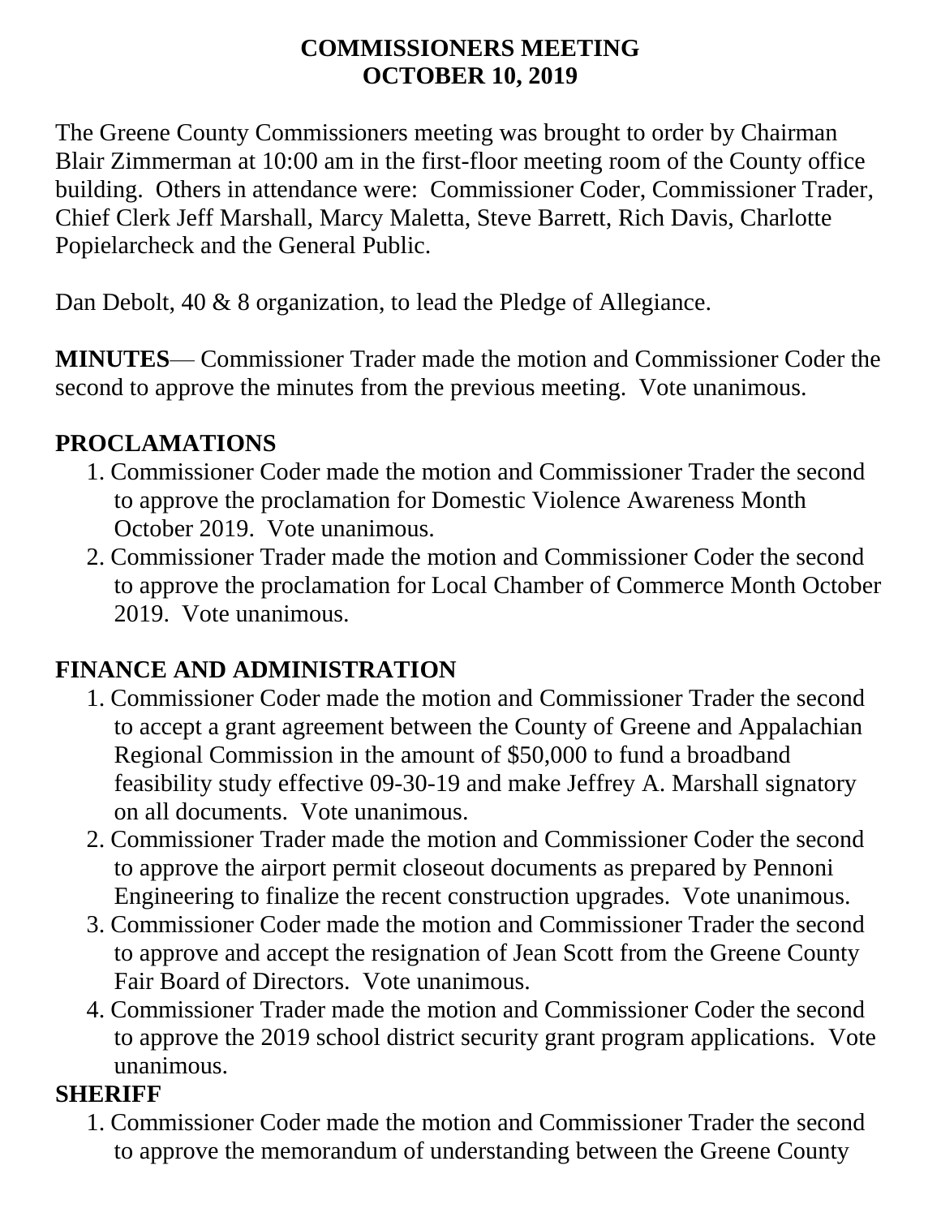# COMMISSIONERS MEETING
# OCTOBER 10, 2019

The Greene County Commissioners meeting was brought to order by Chairman Blair Zimmerman at 10:00 am in the first-floor meeting room of the County office building. Others in attendance were: Commissioner Coder, Commissioner Trader, Chief Clerk Jeff Marshall, Marcy Maletta, Steve Barrett, Rich Davis, Charlotte Popielarcheck and the General Public.

Dan Debolt, 40 & 8 organization, to lead the Pledge of Allegiance.

**MINUTES**— Commissioner Trader made the motion and Commissioner Coder the second to approve the minutes from the previous meeting. Vote unanimous.

## PROCLAMATIONS

1. Commissioner Coder made the motion and Commissioner Trader the second to approve the proclamation for Domestic Violence Awareness Month October 2019. Vote unanimous.
2. Commissioner Trader made the motion and Commissioner Coder the second to approve the proclamation for Local Chamber of Commerce Month October 2019. Vote unanimous.

## FINANCE AND ADMINISTRATION

1. Commissioner Coder made the motion and Commissioner Trader the second to accept a grant agreement between the County of Greene and Appalachian Regional Commission in the amount of $50,000 to fund a broadband feasibility study effective 09-30-19 and make Jeffrey A. Marshall signatory on all documents. Vote unanimous.
2. Commissioner Trader made the motion and Commissioner Coder the second to approve the airport permit closeout documents as prepared by Pennoni Engineering to finalize the recent construction upgrades. Vote unanimous.
3. Commissioner Coder made the motion and Commissioner Trader the second to approve and accept the resignation of Jean Scott from the Greene County Fair Board of Directors. Vote unanimous.
4. Commissioner Trader made the motion and Commissioner Coder the second to approve the 2019 school district security grant program applications. Vote unanimous.

## SHERIFF

1. Commissioner Coder made the motion and Commissioner Trader the second to approve the memorandum of understanding between the Greene County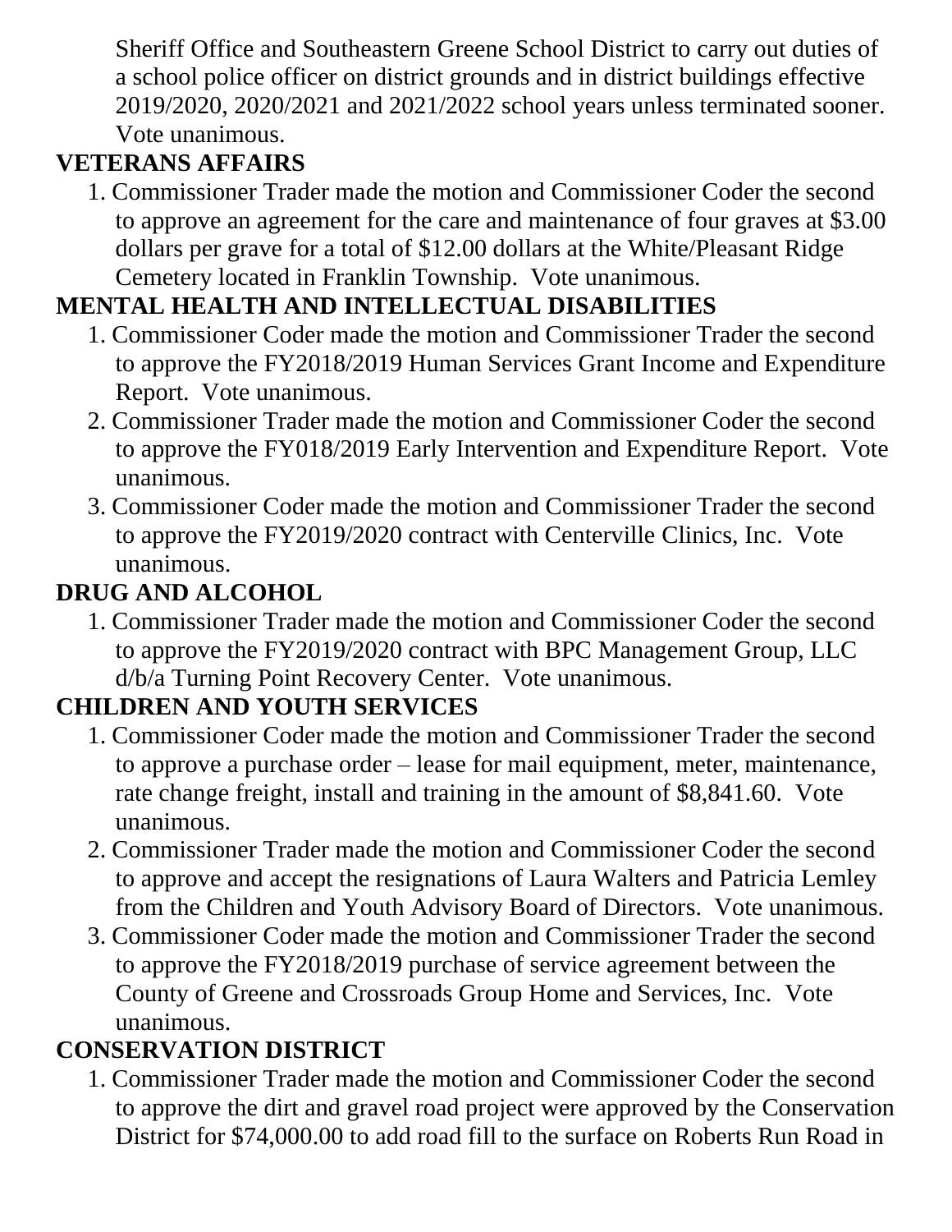Sheriff Office and Southeastern Greene School District to carry out duties of a school police officer on district grounds and in district buildings effective 2019/2020, 2020/2021 and 2021/2022 school years unless terminated sooner. Vote unanimous.

**VETERANS AFFAIRS**

1. Commissioner Trader made the motion and Commissioner Coder the second to approve an agreement for the care and maintenance of four graves at $3.00 dollars per grave for a total of $12.00 dollars at the White/Pleasant Ridge Cemetery located in Franklin Township. Vote unanimous.

**MENTAL HEALTH AND INTELLECTUAL DISABILITIES**

1. Commissioner Coder made the motion and Commissioner Trader the second to approve the FY2018/2019 Human Services Grant Income and Expenditure Report. Vote unanimous.
2. Commissioner Trader made the motion and Commissioner Coder the second to approve the FY018/2019 Early Intervention and Expenditure Report. Vote unanimous.
3. Commissioner Coder made the motion and Commissioner Trader the second to approve the FY2019/2020 contract with Centerville Clinics, Inc. Vote unanimous.

**DRUG AND ALCOHOL**

1. Commissioner Trader made the motion and Commissioner Coder the second to approve the FY2019/2020 contract with BPC Management Group, LLC d/b/a Turning Point Recovery Center. Vote unanimous.

**CHILDREN AND YOUTH SERVICES**

1. Commissioner Coder made the motion and Commissioner Trader the second to approve a purchase order – lease for mail equipment, meter, maintenance, rate change freight, install and training in the amount of $8,841.60. Vote unanimous.
2. Commissioner Trader made the motion and Commissioner Coder the second to approve and accept the resignations of Laura Walters and Patricia Lemley from the Children and Youth Advisory Board of Directors. Vote unanimous.
3. Commissioner Coder made the motion and Commissioner Trader the second to approve the FY2018/2019 purchase of service agreement between the County of Greene and Crossroads Group Home and Services, Inc. Vote unanimous.

**CONSERVATION DISTRICT**

1. Commissioner Trader made the motion and Commissioner Coder the second to approve the dirt and gravel road project were approved by the Conservation District for $74,000.00 to add road fill to the surface on Roberts Run Road in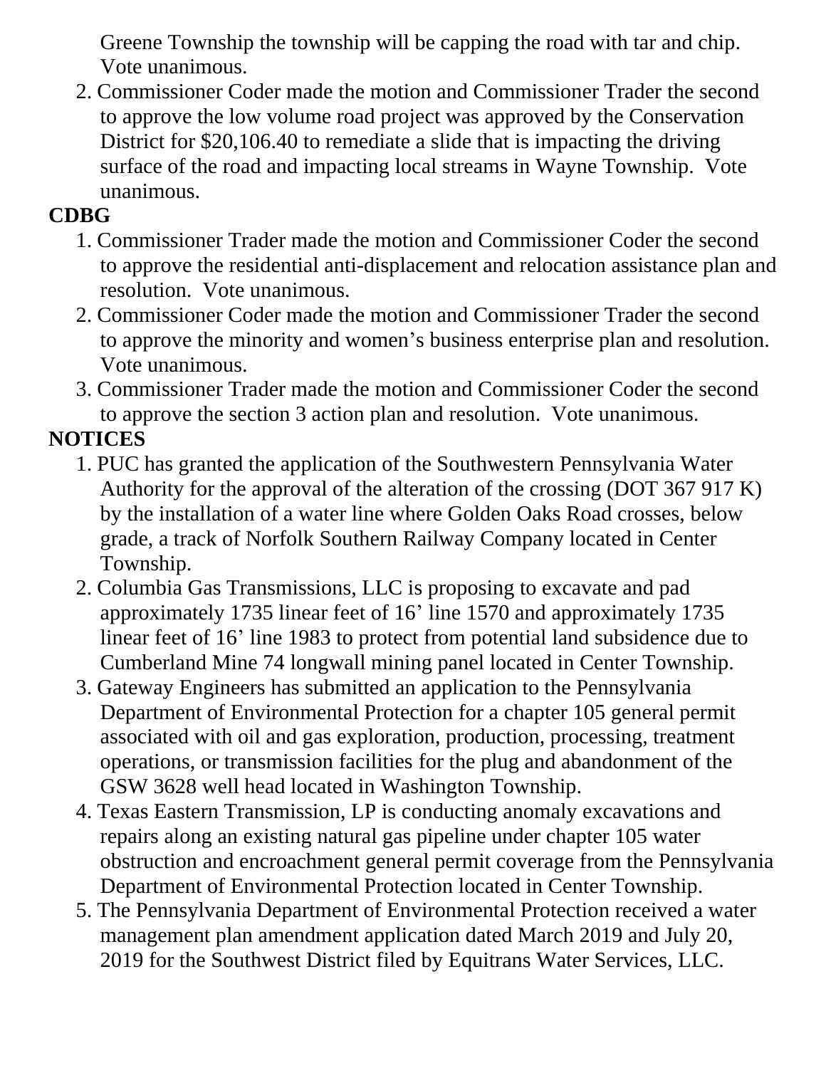Greene Township the township will be capping the road with tar and chip. Vote unanimous.

2. Commissioner Coder made the motion and Commissioner Trader the second to approve the low volume road project was approved by the Conservation District for $20,106.40 to remediate a slide that is impacting the driving surface of the road and impacting local streams in Wayne Township. Vote unanimous.

**CDBG**

1. Commissioner Trader made the motion and Commissioner Coder the second to approve the residential anti-displacement and relocation assistance plan and resolution. Vote unanimous.
2. Commissioner Coder made the motion and Commissioner Trader the second to approve the minority and women's business enterprise plan and resolution. Vote unanimous.
3. Commissioner Trader made the motion and Commissioner Coder the second to approve the section 3 action plan and resolution. Vote unanimous.

**NOTICES**

1. PUC has granted the application of the Southwestern Pennsylvania Water Authority for the approval of the alteration of the crossing (DOT 367 917 K) by the installation of a water line where Golden Oaks Road crosses, below grade, a track of Norfolk Southern Railway Company located in Center Township.
2. Columbia Gas Transmissions, LLC is proposing to excavate and pad approximately 1735 linear feet of 16' line 1570 and approximately 1735 linear feet of 16' line 1983 to protect from potential land subsidence due to Cumberland Mine 74 longwall mining panel located in Center Township.
3. Gateway Engineers has submitted an application to the Pennsylvania Department of Environmental Protection for a chapter 105 general permit associated with oil and gas exploration, production, processing, treatment operations, or transmission facilities for the plug and abandonment of the GSW 3628 well head located in Washington Township.
4. Texas Eastern Transmission, LP is conducting anomaly excavations and repairs along an existing natural gas pipeline under chapter 105 water obstruction and encroachment general permit coverage from the Pennsylvania Department of Environmental Protection located in Center Township.
5. The Pennsylvania Department of Environmental Protection received a water management plan amendment application dated March 2019 and July 20, 2019 for the Southwest District filed by Equitrans Water Services, LLC.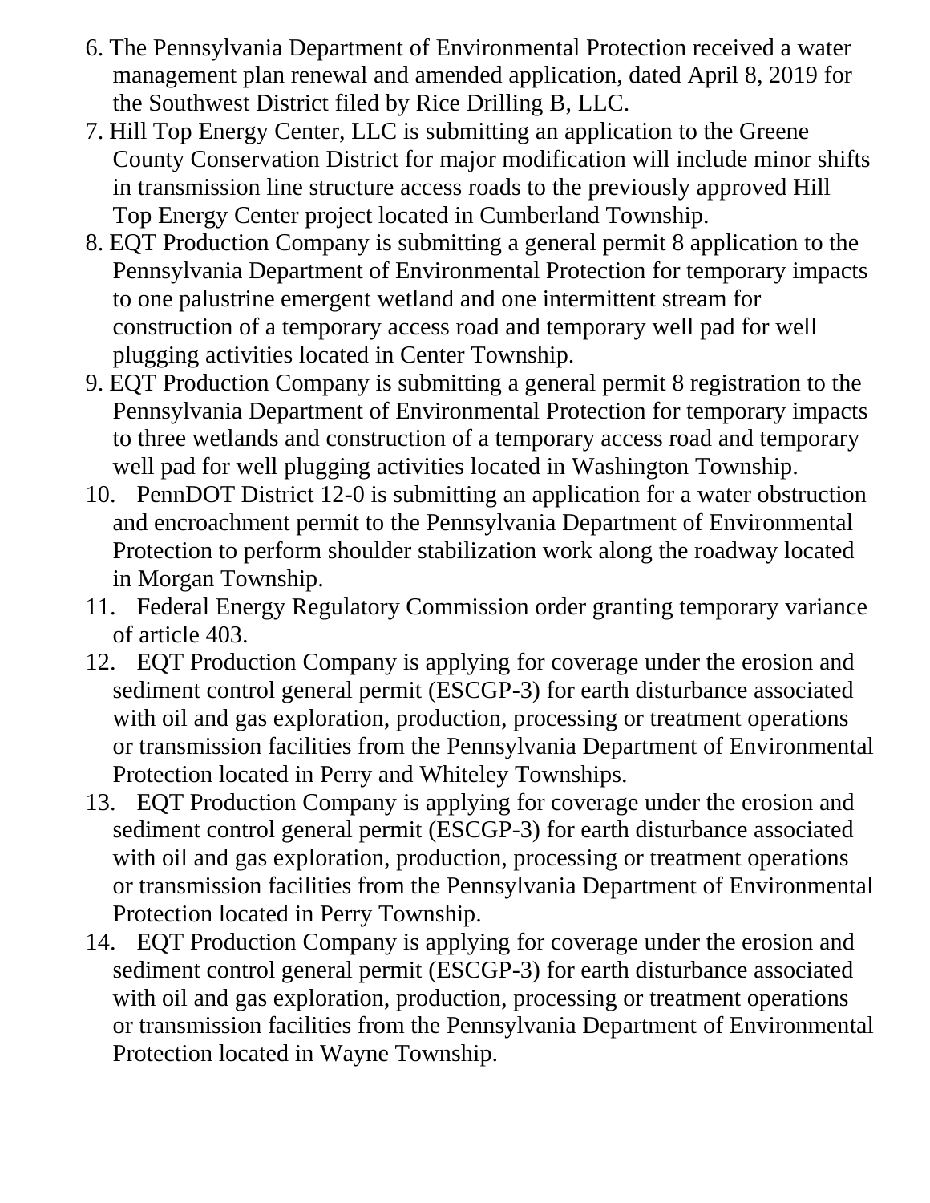6. The Pennsylvania Department of Environmental Protection received a water management plan renewal and amended application, dated April 8, 2019 for the Southwest District filed by Rice Drilling B, LLC.
7. Hill Top Energy Center, LLC is submitting an application to the Greene County Conservation District for major modification will include minor shifts in transmission line structure access roads to the previously approved Hill Top Energy Center project located in Cumberland Township.
8. EQT Production Company is submitting a general permit 8 application to the Pennsylvania Department of Environmental Protection for temporary impacts to one palustrine emergent wetland and one intermittent stream for construction of a temporary access road and temporary well pad for well plugging activities located in Center Township.
9. EQT Production Company is submitting a general permit 8 registration to the Pennsylvania Department of Environmental Protection for temporary impacts to three wetlands and construction of a temporary access road and temporary well pad for well plugging activities located in Washington Township.
10. PennDOT District 12-0 is submitting an application for a water obstruction and encroachment permit to the Pennsylvania Department of Environmental Protection to perform shoulder stabilization work along the roadway located in Morgan Township.
11. Federal Energy Regulatory Commission order granting temporary variance of article 403.
12. EQT Production Company is applying for coverage under the erosion and sediment control general permit (ESCGP-3) for earth disturbance associated with oil and gas exploration, production, processing or treatment operations or transmission facilities from the Pennsylvania Department of Environmental Protection located in Perry and Whiteley Townships.
13. EQT Production Company is applying for coverage under the erosion and sediment control general permit (ESCGP-3) for earth disturbance associated with oil and gas exploration, production, processing or treatment operations or transmission facilities from the Pennsylvania Department of Environmental Protection located in Perry Township.
14. EQT Production Company is applying for coverage under the erosion and sediment control general permit (ESCGP-3) for earth disturbance associated with oil and gas exploration, production, processing or treatment operations or transmission facilities from the Pennsylvania Department of Environmental Protection located in Wayne Township.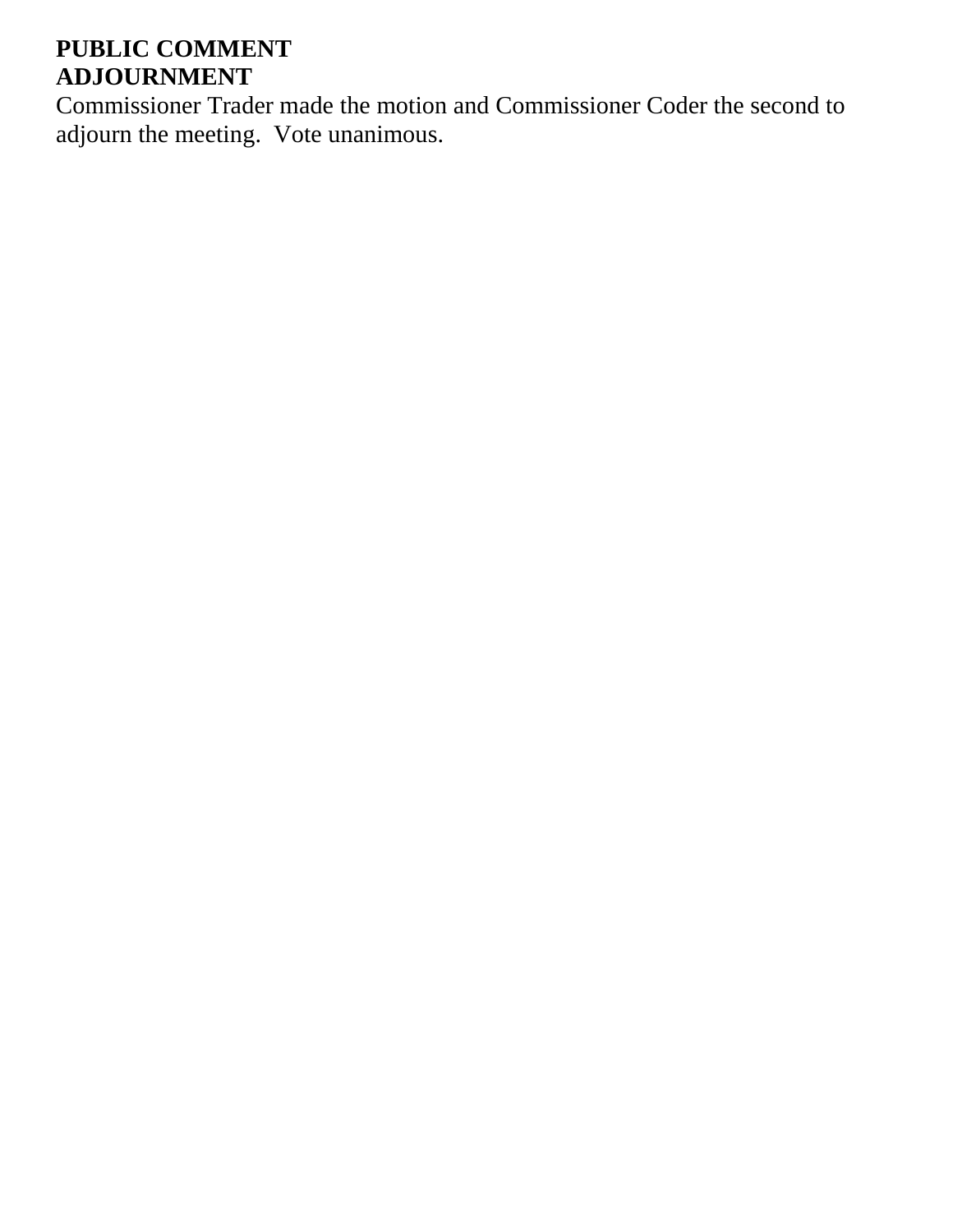**PUBLIC COMMENT**
**ADJOURNMENT**
Commissioner Trader made the motion and Commissioner Coder the second to adjourn the meeting. Vote unanimous.